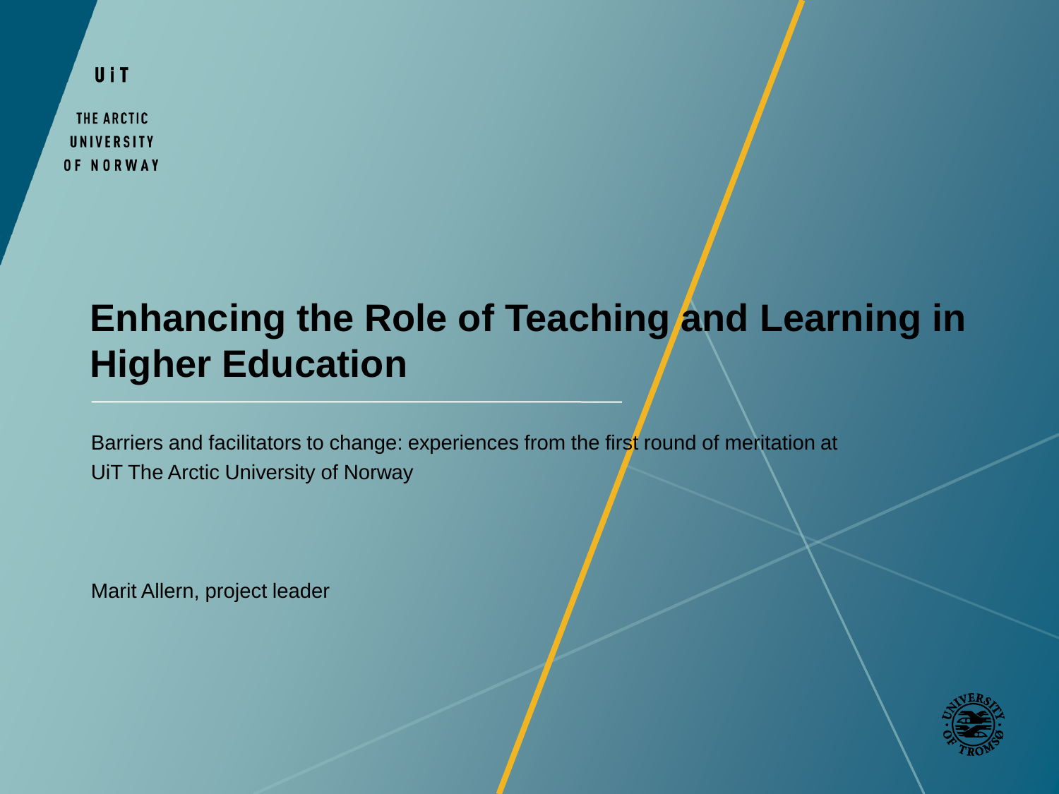UiT

THE ARCTIC
UNIVERSITY
OF NORWAY

# Enhancing the Role of Teaching and Learning in Higher Education

Barriers and facilitators to change: experiences from the first round of meritation at UiT The Arctic University of Norway

Marit Allern, project leader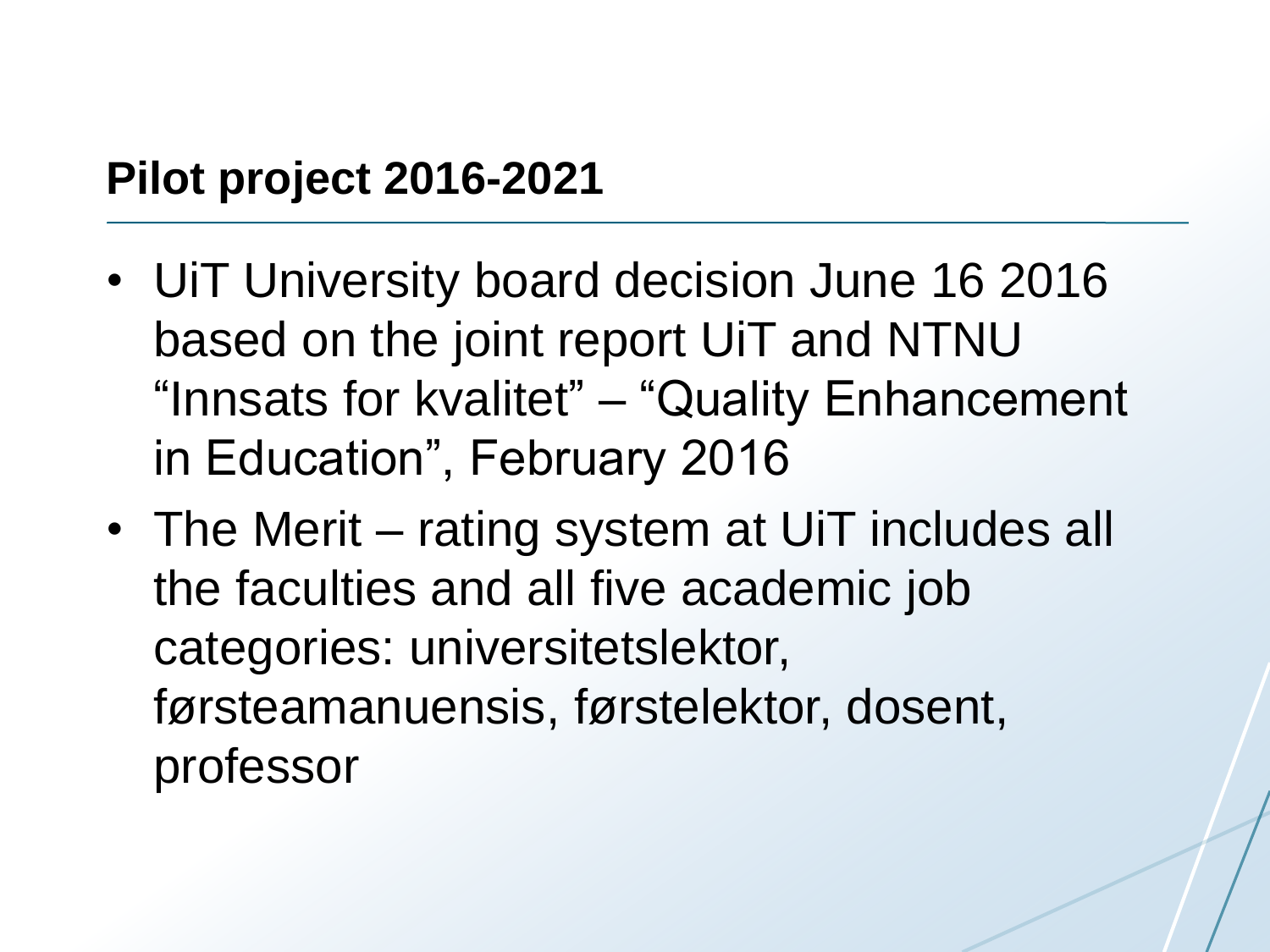## Pilot project 2016-2021

- UiT University board decision June 16 2016 based on the joint report UiT and NTNU "Innsats for kvalitet" – "Quality Enhancement in Education", February 2016
- The Merit – rating system at UiT includes all the faculties and all five academic job categories: universitetslektor, førsteamanuensis, førstelektor, dosent, professor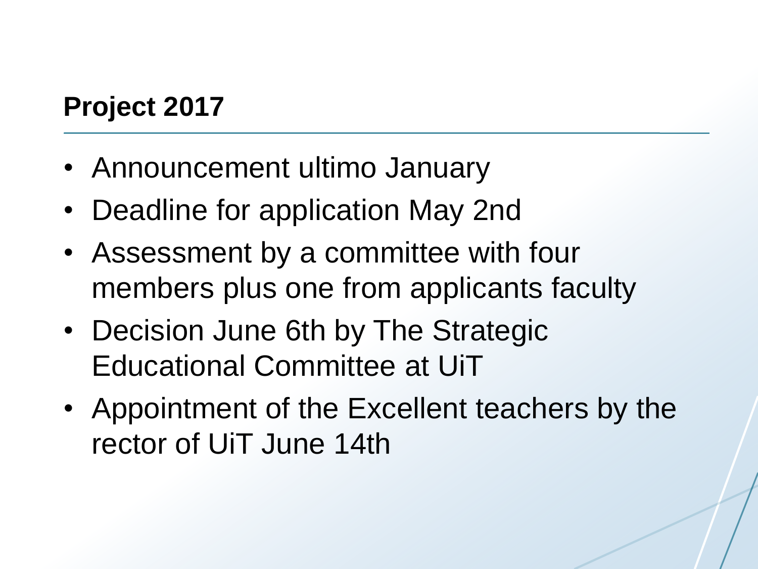## Project 2017

- Announcement ultimo January
- Deadline for application May 2nd
- Assessment by a committee with four members plus one from applicants faculty
- Decision June 6th by The Strategic Educational Committee at UiT
- Appointment of the Excellent teachers by the rector of UiT June 14th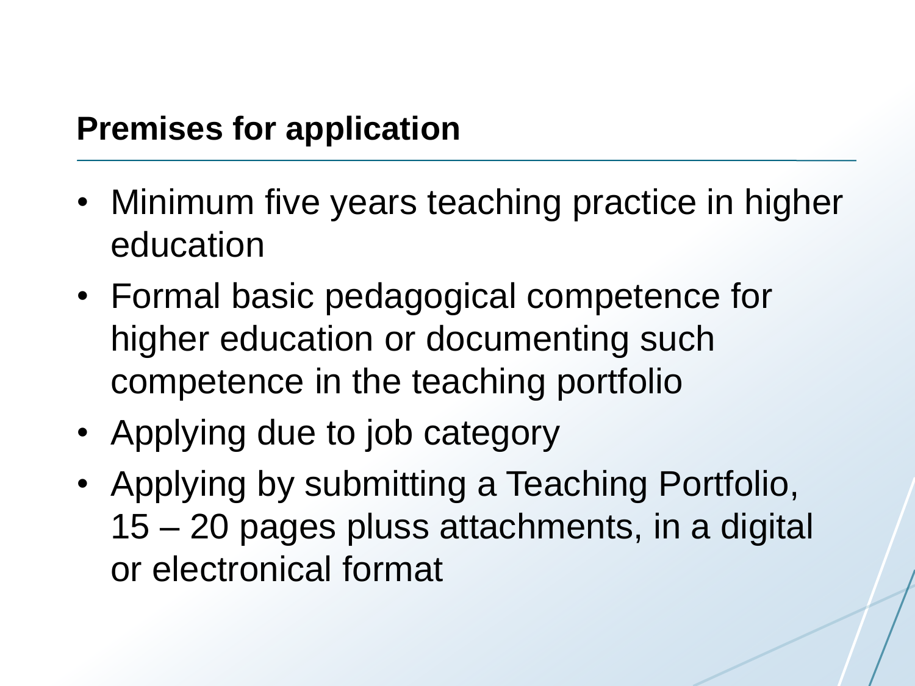## Premises for application

- Minimum five years teaching practice in higher education
- Formal basic pedagogical competence for higher education or documenting such competence in the teaching portfolio
- Applying due to job category
- Applying by submitting a Teaching Portfolio, 15 – 20 pages pluss attachments, in a digital or electronical format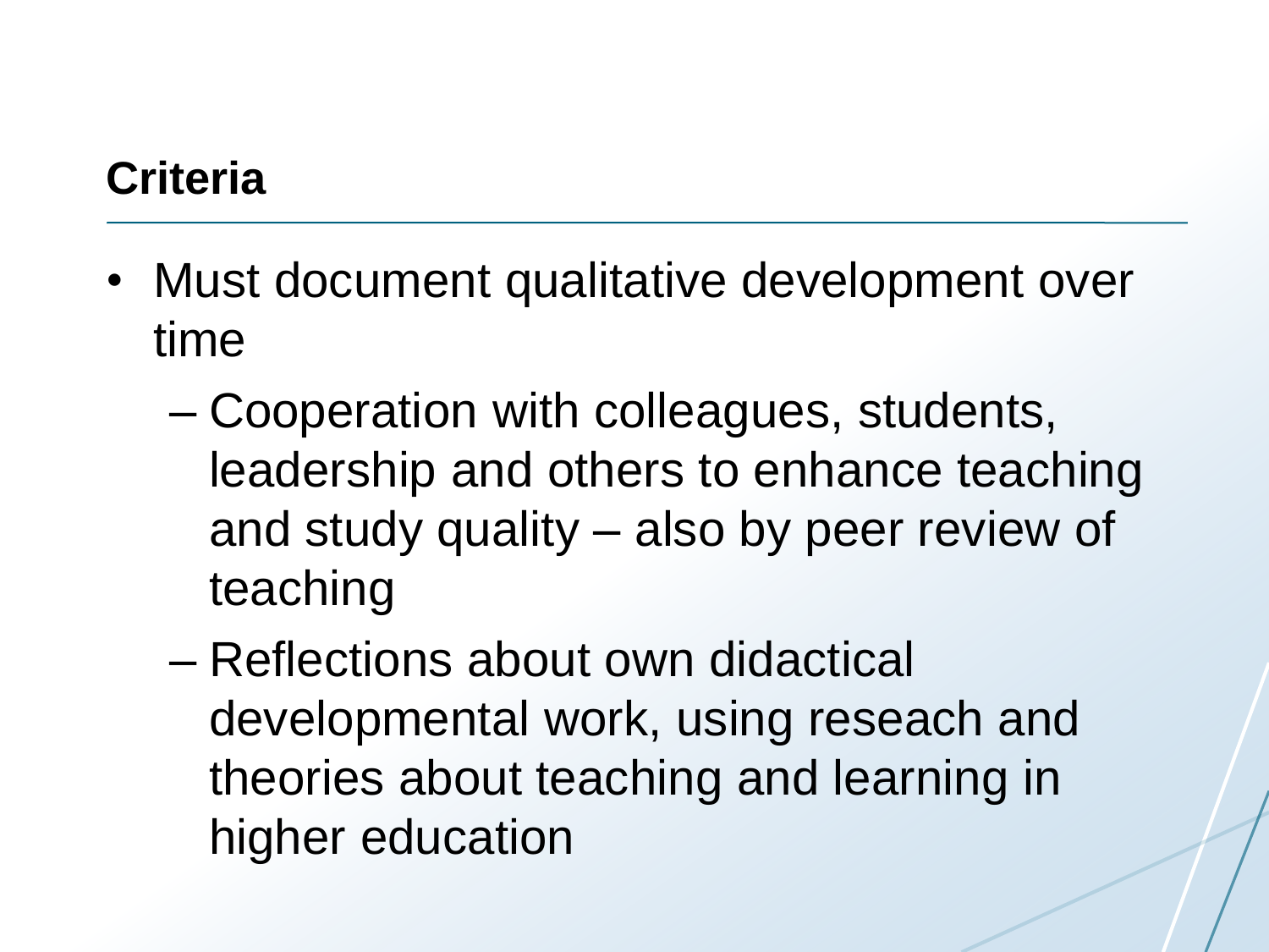## Criteria

- Must document qualitative development over time
  - Cooperation with colleagues, students, leadership and others to enhance teaching and study quality – also by peer review of teaching
  - Reflections about own didactical developmental work, using reseach and theories about teaching and learning in higher education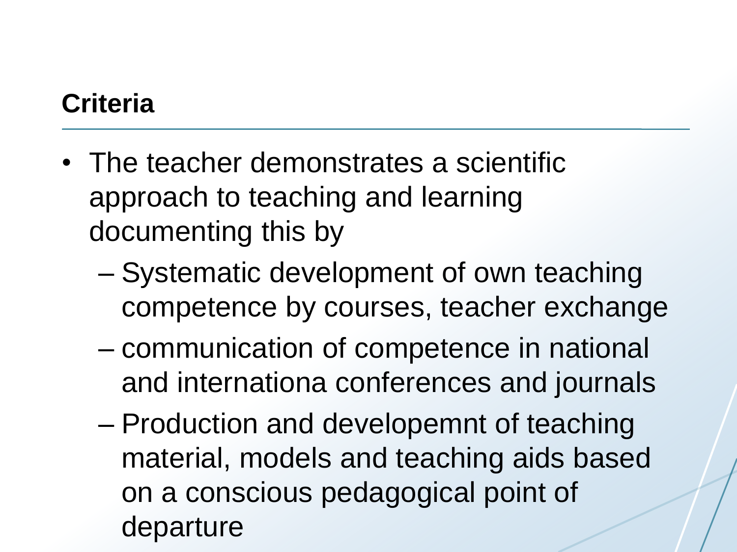## Criteria

- The teacher demonstrates a scientific approach to teaching and learning documenting this by
  - Systematic development of own teaching competence by courses, teacher exchange
  - communication of competence in national and internationa conferences and journals
  - Production and developemnt of teaching material, models and teaching aids based on a conscious pedagogical point of departure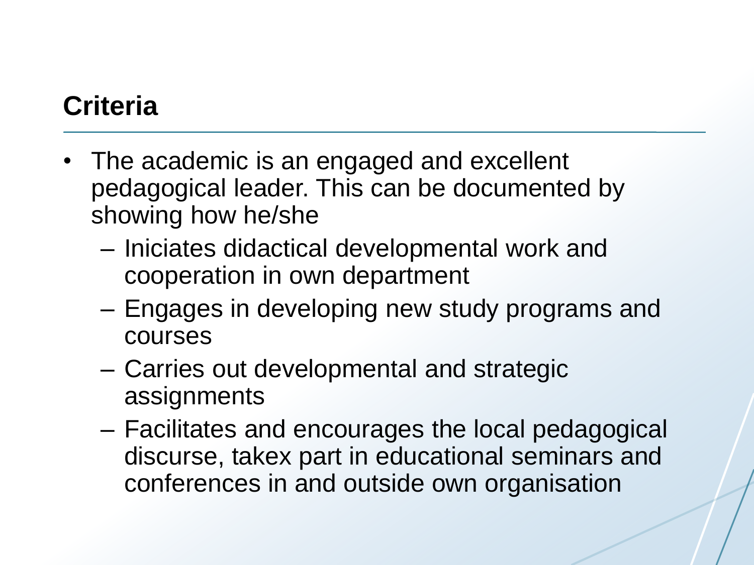## Criteria

- The academic is an engaged and excellent pedagogical leader. This can be documented by showing how he/she
  - Iniciates didactical developmental work and cooperation in own department
  - Engages in developing new study programs and courses
  - Carries out developmental and strategic assignments
  - Facilitates and encourages the local pedagogical discurse, takex part in educational seminars and conferences in and outside own organisation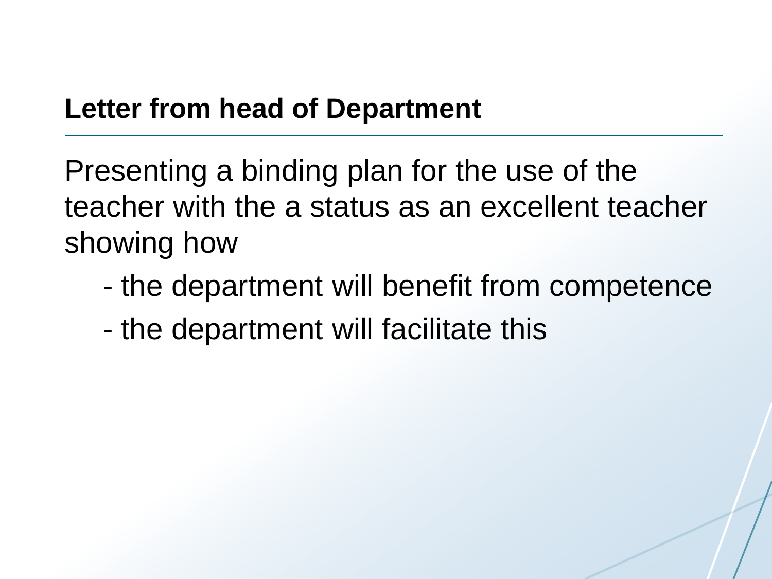## Letter from head of Department

Presenting a binding plan for the use of the teacher with the a status as an excellent teacher showing how

- the department will benefit from competence
- the department will facilitate this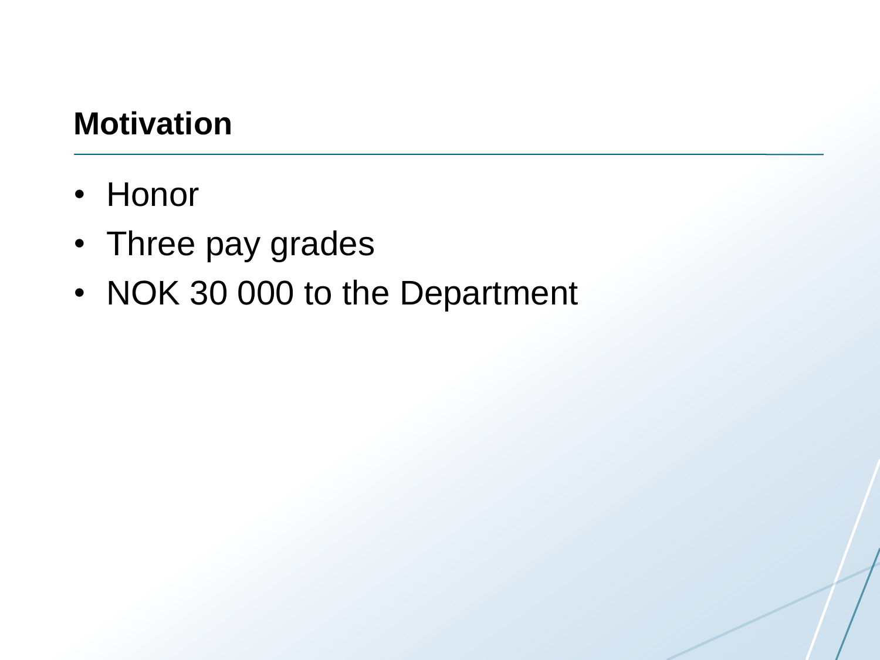## Motivation

- Honor
- Three pay grades
- NOK 30 000 to the Department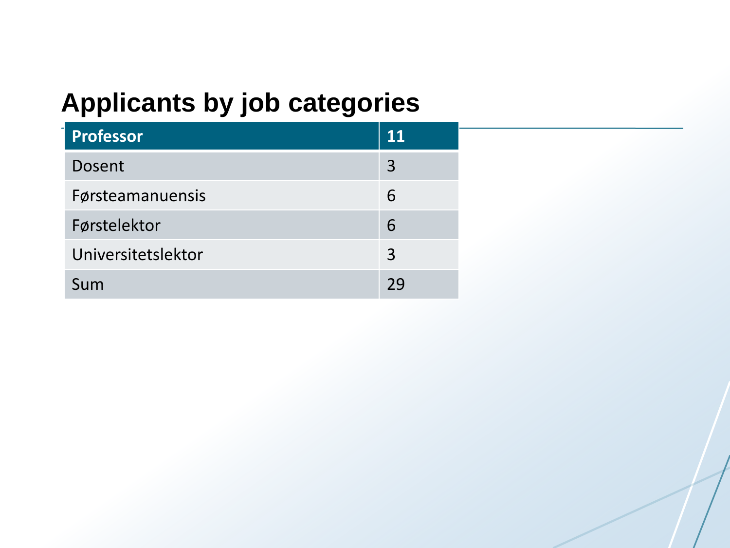# Applicants by job categories

| Professor | 11 |
| --- | --- |
| Dosent | 3 |
| Førsteamanuensis | 6 |
| Førstelektor | 6 |
| Universitetslektor | 3 |
| Sum | 29 |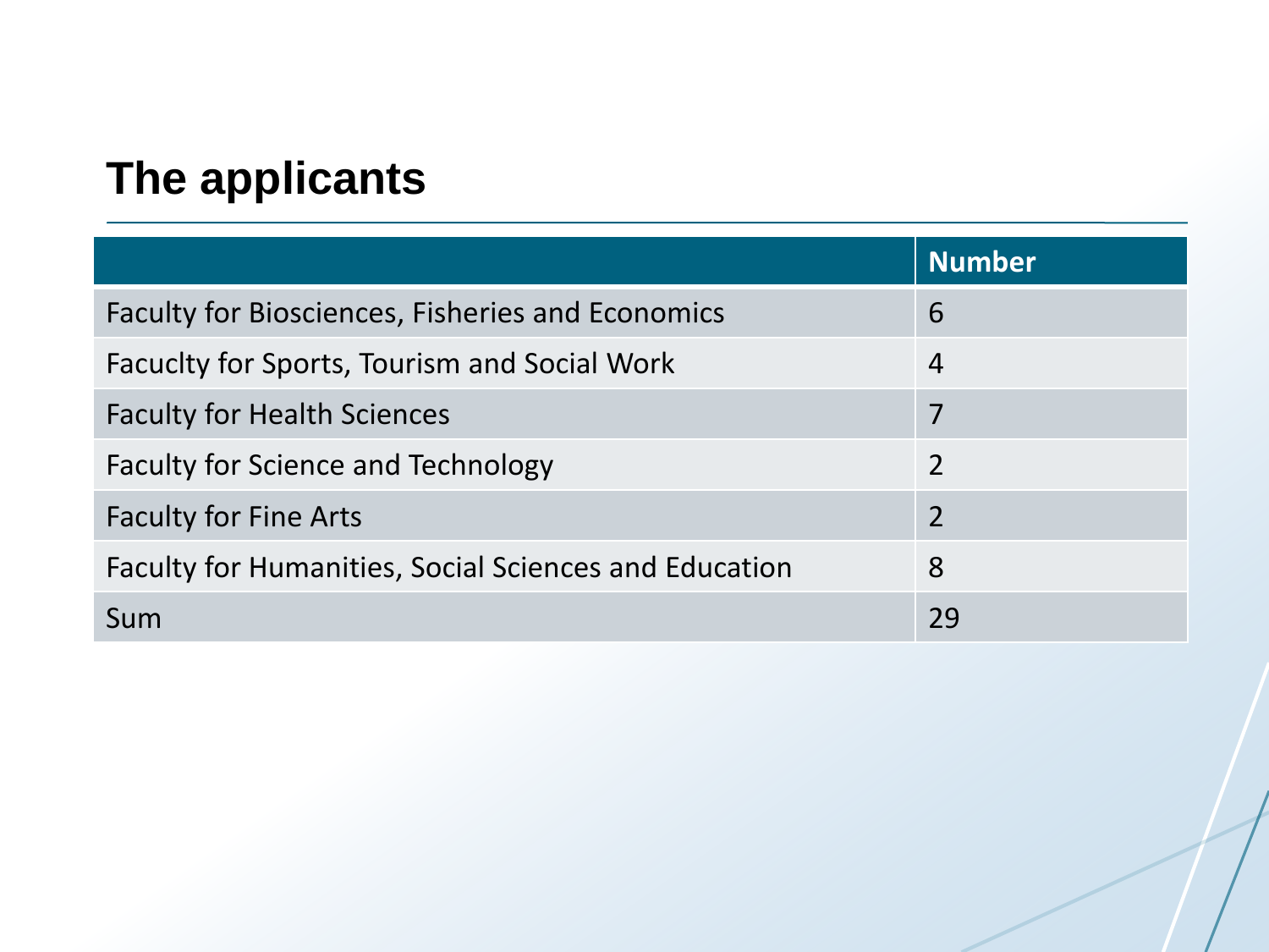# The applicants

| | Number |
|---|---|
| Faculty for Biosciences, Fisheries and Economics | 6 |
| Facuclty for Sports, Tourism and Social Work | 4 |
| Faculty for Health Sciences | 7 |
| Faculty for Science and Technology | 2 |
| Faculty for Fine Arts | 2 |
| Faculty for Humanities, Social Sciences and Education | 8 |
| Sum | 29 |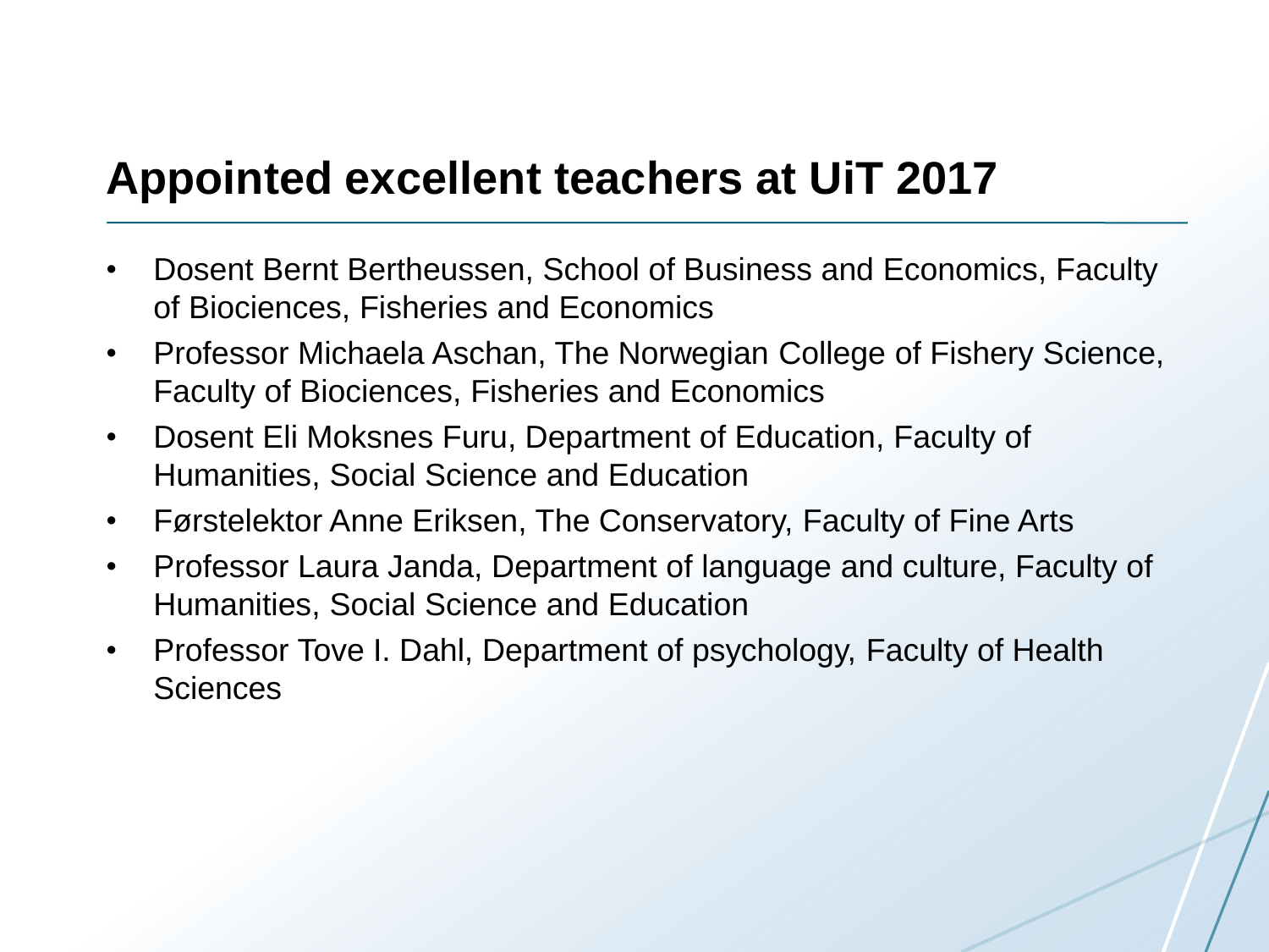# Appointed excellent teachers at UiT 2017

- Dosent Bernt Bertheussen, School of Business and Economics, Faculty of Biociences, Fisheries and Economics
- Professor Michaela Aschan, The Norwegian College of Fishery Science, Faculty of Biociences, Fisheries and Economics
- Dosent Eli Moksnes Furu, Department of Education, Faculty of Humanities, Social Science and Education
- Førstelektor Anne Eriksen, The Conservatory, Faculty of Fine Arts
- Professor Laura Janda, Department of language and culture, Faculty of Humanities, Social Science and Education
- Professor Tove I. Dahl, Department of psychology, Faculty of Health Sciences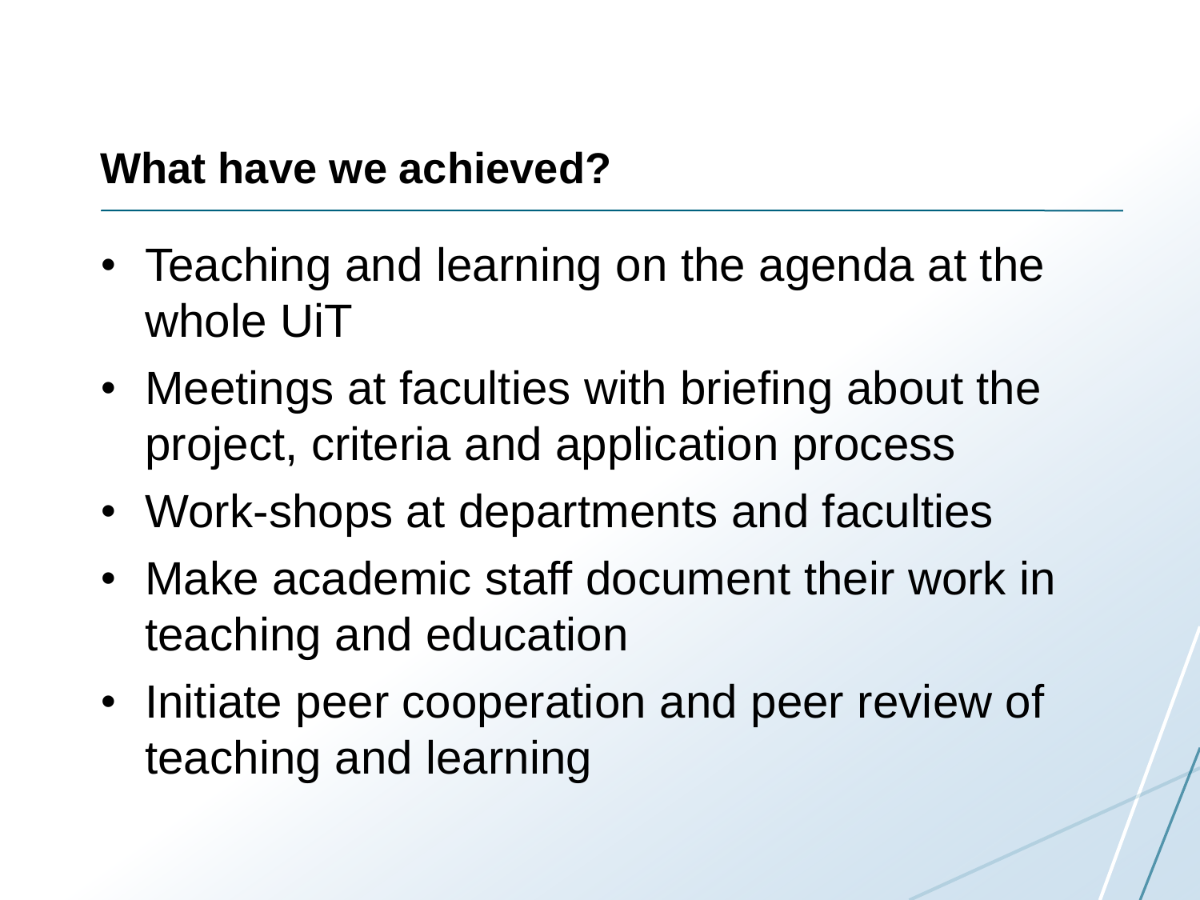## What have we achieved?

- Teaching and learning on the agenda at the whole UiT
- Meetings at faculties with briefing about the project, criteria and application process
- Work-shops at departments and faculties
- Make academic staff document their work in teaching and education
- Initiate peer cooperation and peer review of teaching and learning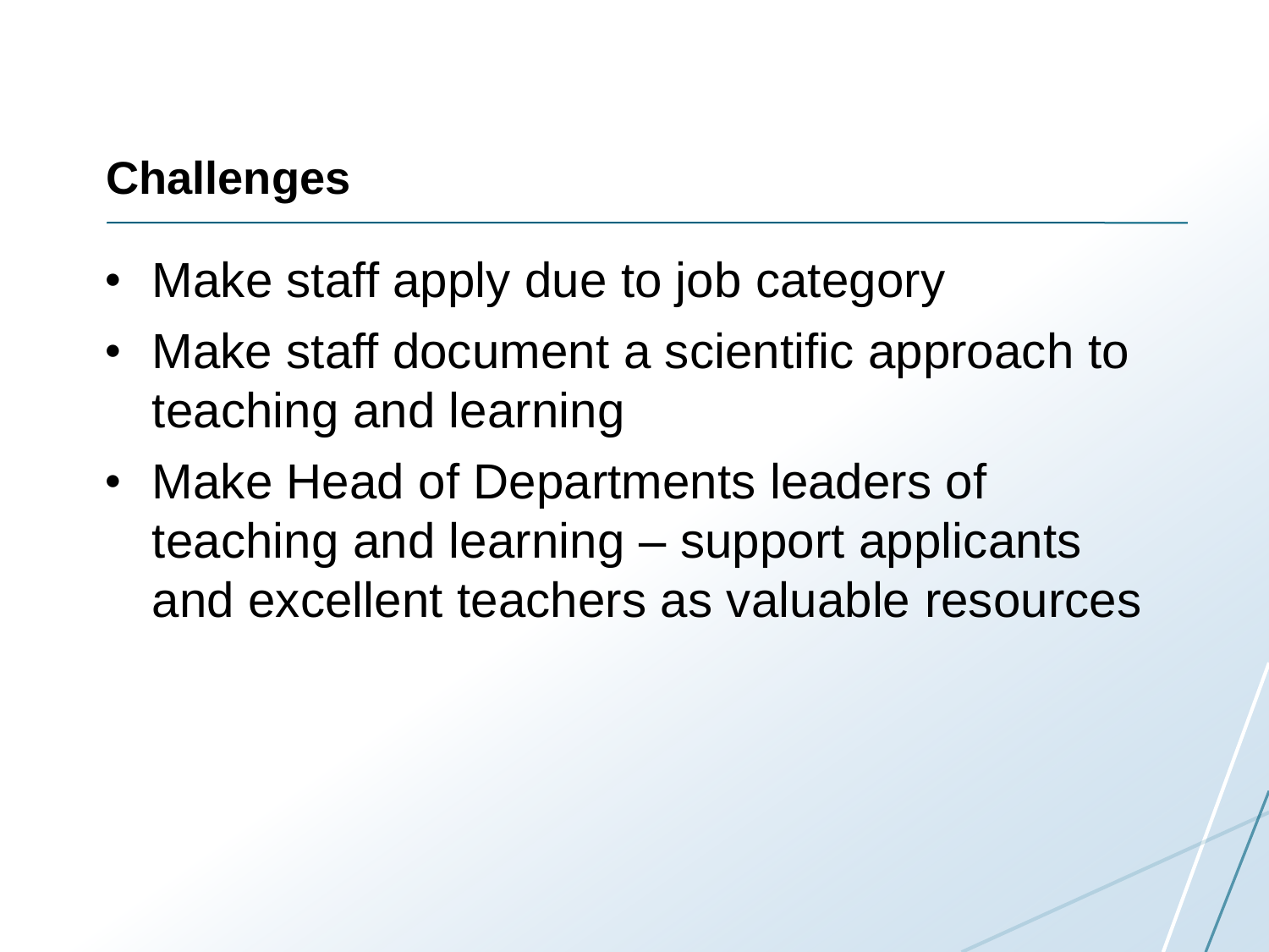## Challenges

- Make staff apply due to job category
- Make staff document a scientific approach to teaching and learning
- Make Head of Departments leaders of teaching and learning – support applicants and excellent teachers as valuable resources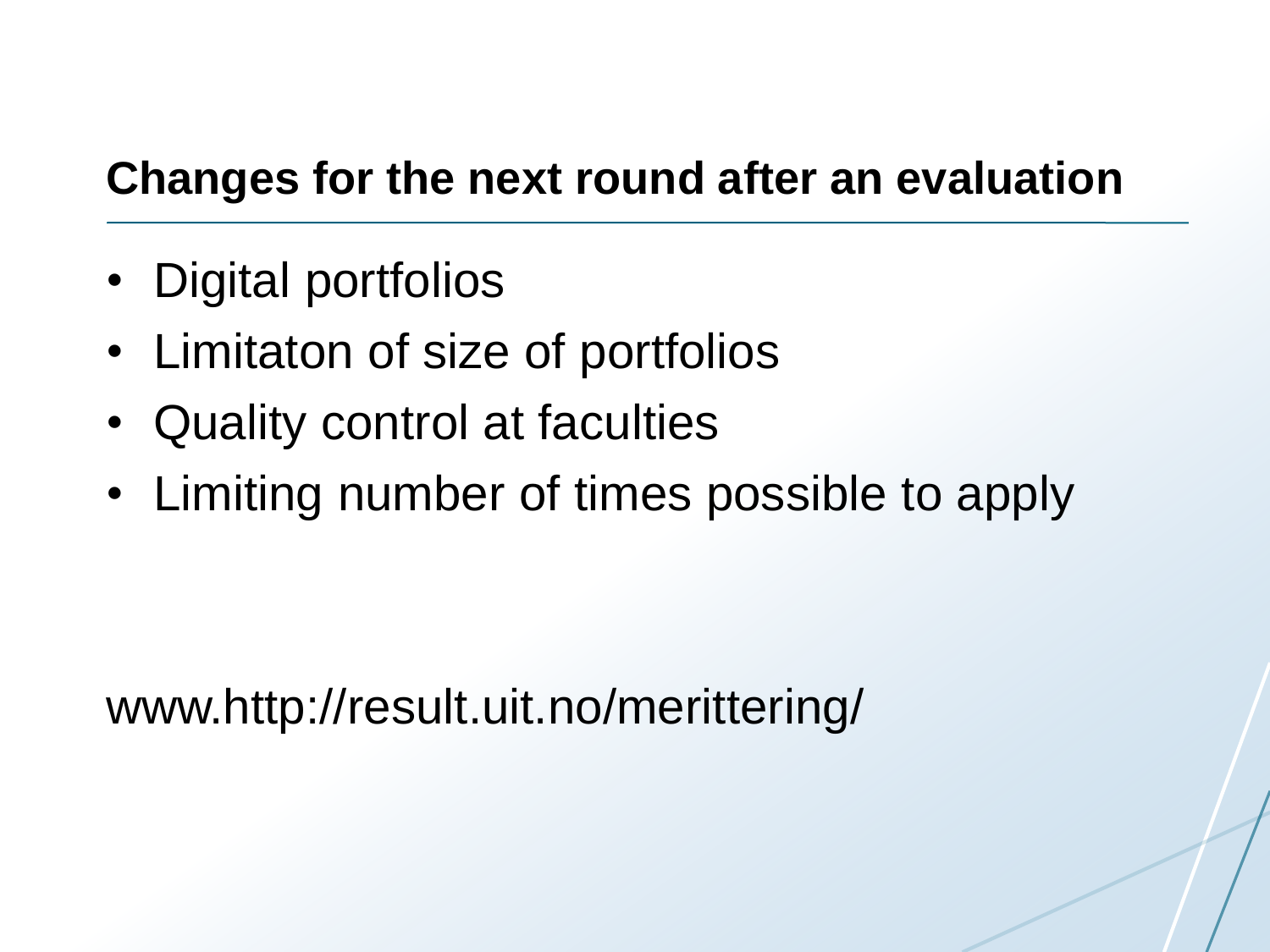## Changes for the next round after an evaluation

- Digital portfolios
- Limitaton of size of portfolios
- Quality control at faculties
- Limiting number of times possible to apply

www.http://result.uit.no/merittering/